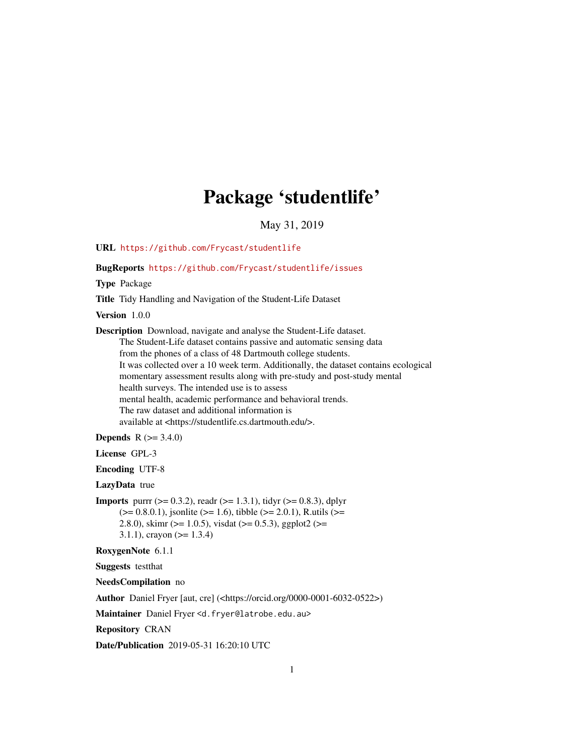# Package 'studentlife'

May 31, 2019

**URL** https://github.com/Frycast/studentlife

**BugReports** https://github.com/Frycast/studentlife/issues

**Type** Package

**Title** Tidy Handling and Navigation of the Student-Life Dataset

**Version** 1.0.0

**Description** Download, navigate and analyse the Student-Life dataset.
The Student-Life dataset contains passive and automatic sensing data
from the phones of a class of 48 Dartmouth college students.
It was collected over a 10 week term. Additionally, the dataset contains ecological
momentary assessment results along with pre-study and post-study mental
health surveys. The intended use is to assess
mental health, academic performance and behavioral trends.
The raw dataset and additional information is
available at <https://studentlife.cs.dartmouth.edu/>.

**Depends** R (>= 3.4.0)

**License** GPL-3

**Encoding** UTF-8

**LazyData** true

**Imports** purrr (>= 0.3.2), readr (>= 1.3.1), tidyr (>= 0.8.3), dplyr
(>= 0.8.0.1), jsonlite (>= 1.6), tibble (>= 2.0.1), R.utils (>=
2.8.0), skimr (>= 1.0.5), visdat (>= 0.5.3), ggplot2 (>=
3.1.1), crayon (>= 1.3.4)

**RoxygenNote** 6.1.1

**Suggests** testthat

**NeedsCompilation** no

**Author** Daniel Fryer [aut, cre] (<https://orcid.org/0000-0001-6032-0522>)

**Maintainer** Daniel Fryer <d.fryer@latrobe.edu.au>

**Repository** CRAN

**Date/Publication** 2019-05-31 16:20:10 UTC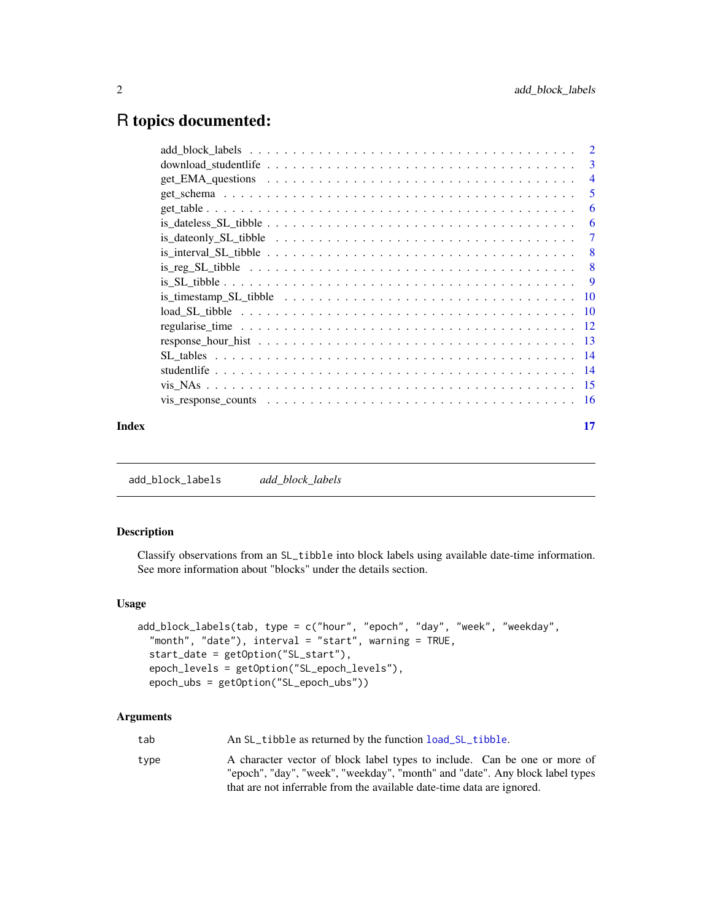# R topics documented:

| | |
|---|---|
| add_block_labels | 2 |
| download_studentlife | 3 |
| get_EMA_questions | 4 |
| get_schema | 5 |
| get_table | 6 |
| is_dateless_SL_tibble | 6 |
| is_dateonly_SL_tibble | 7 |
| is_interval_SL_tibble | 8 |
| is_reg_SL_tibble | 8 |
| is_SL_tibble | 9 |
| is_timestamp_SL_tibble | 10 |
| load_SL_tibble | 10 |
| regularise_time | 12 |
| response_hour_hist | 13 |
| SL_tables | 14 |
| studentlife | 14 |
| vis_NAs | 15 |
| vis_response_counts | 16 |
| **Index** | **17** |

---

`add_block_labels` *add_block_labels*

---

## Description

Classify observations from an `SL_tibble` into block labels using available date-time information. See more information about "blocks" under the details section.

## Usage

```
add_block_labels(tab, type = c("hour", "epoch", "day", "week", "weekday",
  "month", "date"), interval = "start", warning = TRUE,
  start_date = getOption("SL_start"),
  epoch_levels = getOption("SL_epoch_levels"),
  epoch_ubs = getOption("SL_epoch_ubs"))
```

## Arguments

| | |
|---|---|
| `tab` | An `SL_tibble` as returned by the function `load_SL_tibble`. |
| `type` | A character vector of block label types to include. Can be one or more of "epoch", "day", "week", "weekday", "month" and "date". Any block label types that are not inferrable from the available date-time data are ignored. |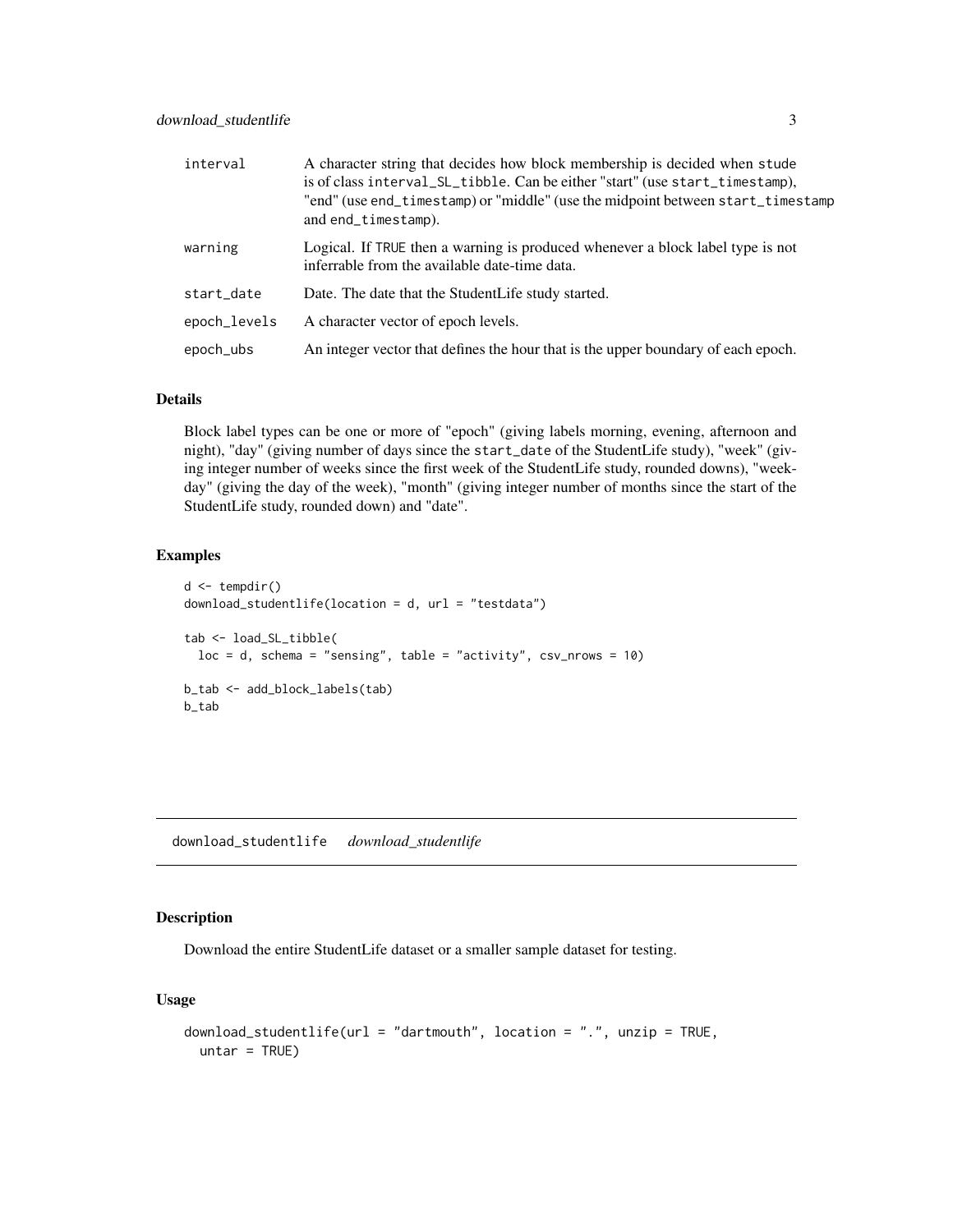| | |
|---|---|
| interval | A character string that decides how block membership is decided when stude is of class interval_SL_tibble. Can be either "start" (use start_timestamp), "end" (use end_timestamp) or "middle" (use the midpoint between start_timestamp and end_timestamp). |
| warning | Logical. If TRUE then a warning is produced whenever a block label type is not inferrable from the available date-time data. |
| start_date | Date. The date that the StudentLife study started. |
| epoch_levels | A character vector of epoch levels. |
| epoch_ubs | An integer vector that defines the hour that is the upper boundary of each epoch. |

### Details

Block label types can be one or more of "epoch" (giving labels morning, evening, afternoon and night), "day" (giving number of days since the start_date of the StudentLife study), "week" (giving integer number of weeks since the first week of the StudentLife study, rounded downs), "weekday" (giving the day of the week), "month" (giving integer number of months since the start of the StudentLife study, rounded down) and "date".

### Examples

```
d <- tempdir()
download_studentlife(location = d, url = "testdata")

tab <- load_SL_tibble(
  loc = d, schema = "sensing", table = "activity", csv_nrows = 10)

b_tab <- add_block_labels(tab)
b_tab
```

---

## download_studentlife    *download_studentlife*

---

### Description

Download the entire StudentLife dataset or a smaller sample dataset for testing.

### Usage

```
download_studentlife(url = "dartmouth", location = ".", unzip = TRUE,
  untar = TRUE)
```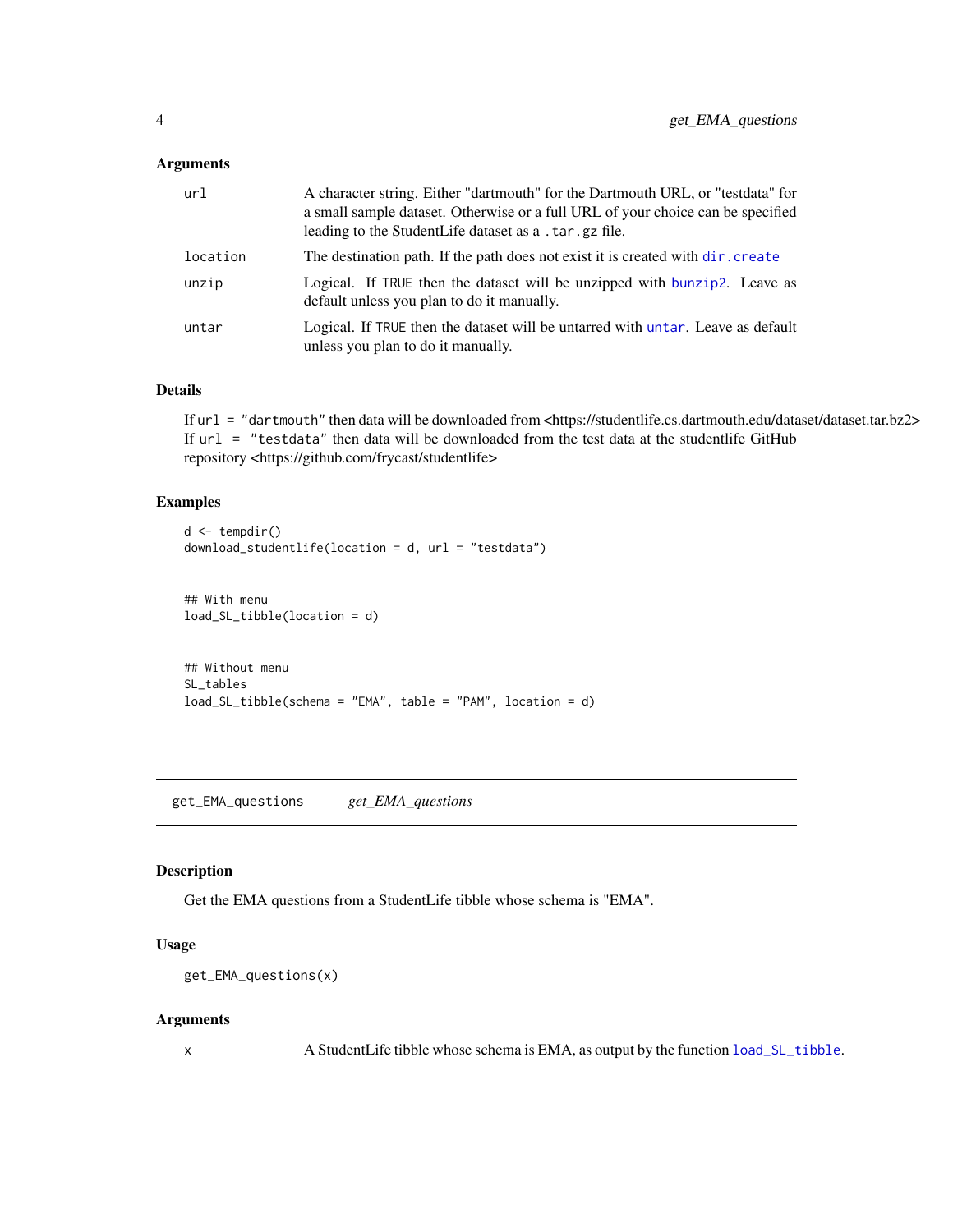### Arguments

| | |
|---|---|
| `url` | A character string. Either "dartmouth" for the Dartmouth URL, or "testdata" for a small sample dataset. Otherwise or a full URL of your choice can be specified leading to the StudentLife dataset as a `.tar.gz` file. |
| `location` | The destination path. If the path does not exist it is created with `dir.create` |
| `unzip` | Logical. If `TRUE` then the dataset will be unzipped with `bunzip2`. Leave as default unless you plan to do it manually. |
| `untar` | Logical. If `TRUE` then the dataset will be untarred with `untar`. Leave as default unless you plan to do it manually. |

### Details

If `url = "dartmouth"` then data will be downloaded from <https://studentlife.cs.dartmouth.edu/dataset/dataset.tar.bz2> If `url = "testdata"` then data will be downloaded from the test data at the studentlife GitHub repository <https://github.com/frycast/studentlife>

### Examples

```
d <- tempdir()
download_studentlife(location = d, url = "testdata")


## With menu
load_SL_tibble(location = d)


## Without menu
SL_tables
load_SL_tibble(schema = "EMA", table = "PAM", location = d)
```

---

## get_EMA_questions    *get_EMA_questions*

---

### Description

Get the EMA questions from a StudentLife tibble whose schema is "EMA".

### Usage

```
get_EMA_questions(x)
```

### Arguments

| | |
|---|---|
| `x` | A StudentLife tibble whose schema is EMA, as output by the function `load_SL_tibble`. |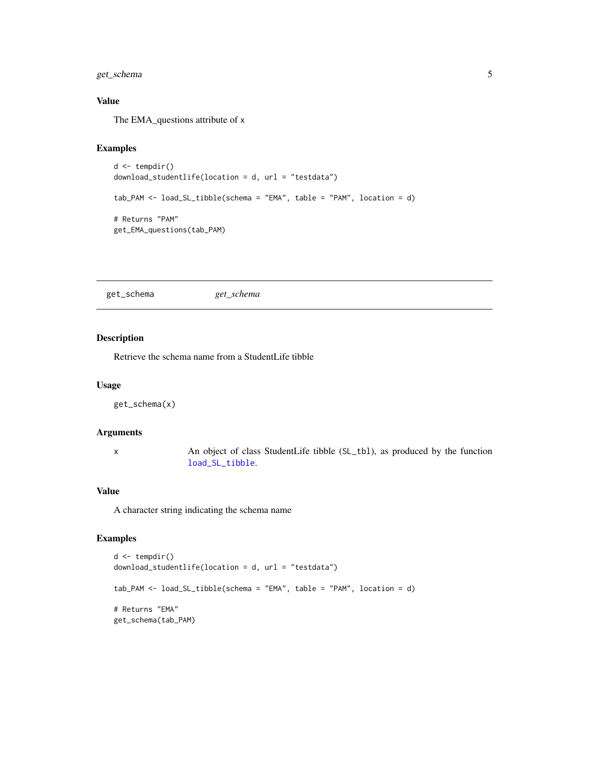### Value

The EMA_questions attribute of x

### Examples

```
d <- tempdir()
download_studentlife(location = d, url = "testdata")

tab_PAM <- load_SL_tibble(schema = "EMA", table = "PAM", location = d)

# Returns "PAM"
get_EMA_questions(tab_PAM)
```

---

## get_schema *get_schema*

---

### Description

Retrieve the schema name from a StudentLife tibble

### Usage

```
get_schema(x)
```

### Arguments

| | |
|---|---|
| x | An object of class StudentLife tibble (SL_tbl), as produced by the function load_SL_tibble. |

### Value

A character string indicating the schema name

### Examples

```
d <- tempdir()
download_studentlife(location = d, url = "testdata")

tab_PAM <- load_SL_tibble(schema = "EMA", table = "PAM", location = d)

# Returns "EMA"
get_schema(tab_PAM)
```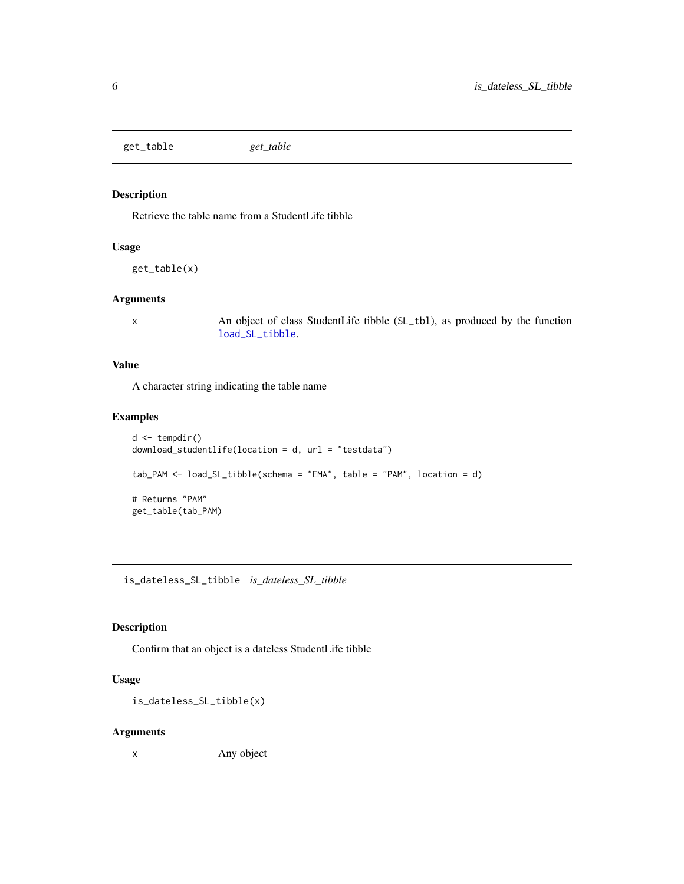## get_table *get_table*

### Description

Retrieve the table name from a StudentLife tibble

### Usage

```
get_table(x)
```

### Arguments

| | |
|---|---|
| x | An object of class StudentLife tibble (SL_tbl), as produced by the function load_SL_tibble. |

### Value

A character string indicating the table name

### Examples

```
d <- tempdir()
download_studentlife(location = d, url = "testdata")

tab_PAM <- load_SL_tibble(schema = "EMA", table = "PAM", location = d)

# Returns "PAM"
get_table(tab_PAM)
```

## is_dateless_SL_tibble *is_dateless_SL_tibble*

### Description

Confirm that an object is a dateless StudentLife tibble

### Usage

```
is_dateless_SL_tibble(x)
```

### Arguments

| | |
|---|---|
| x | Any object |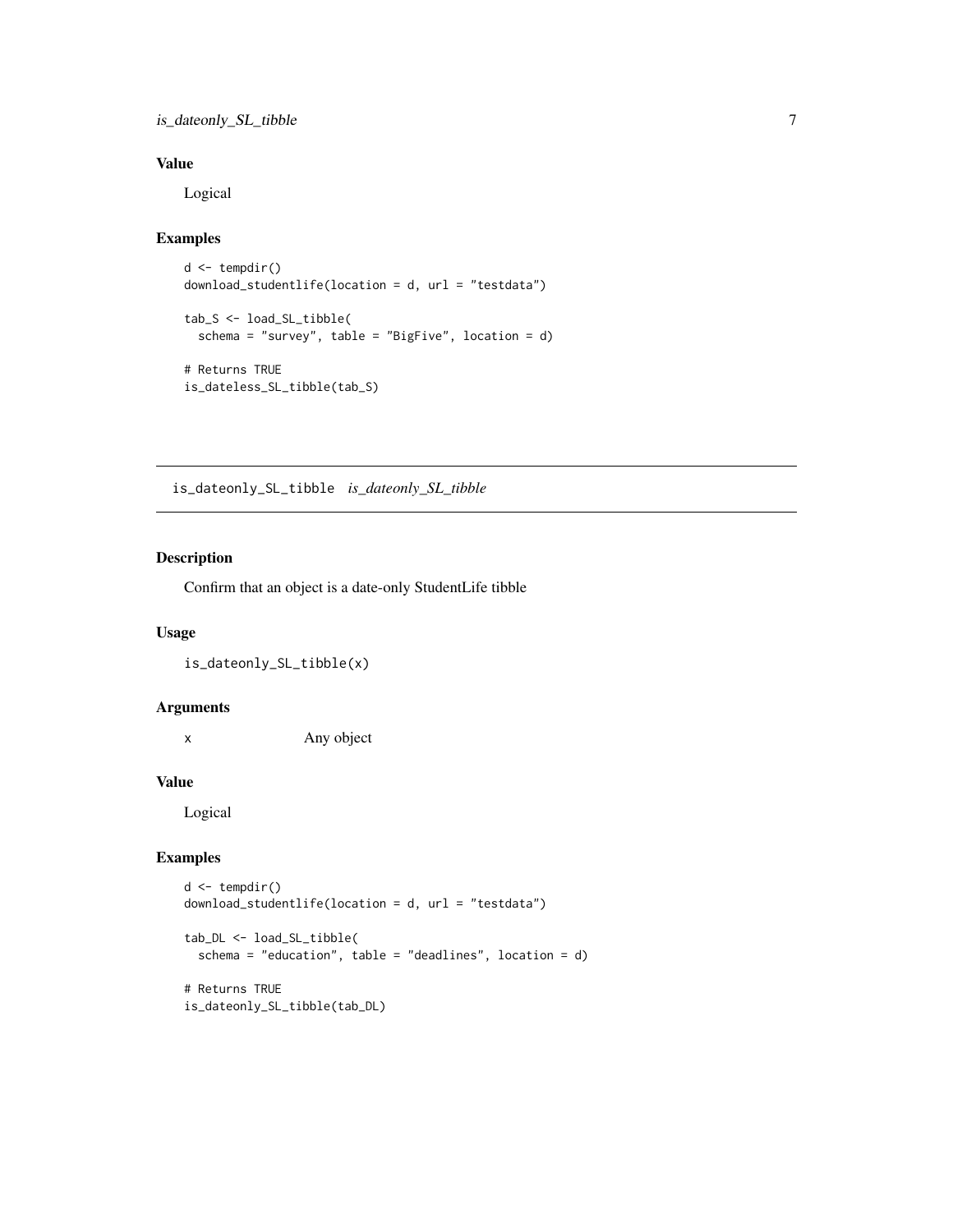### Value

Logical

### Examples

```
d <- tempdir()
download_studentlife(location = d, url = "testdata")

tab_S <- load_SL_tibble(
  schema = "survey", table = "BigFive", location = d)

# Returns TRUE
is_dateless_SL_tibble(tab_S)
```

---

## is_dateonly_SL_tibble *is_dateonly_SL_tibble*

---

### Description

Confirm that an object is a date-only StudentLife tibble

### Usage

```
is_dateonly_SL_tibble(x)
```

### Arguments

| | |
|---|---|
| x | Any object |

### Value

Logical

### Examples

```
d <- tempdir()
download_studentlife(location = d, url = "testdata")

tab_DL <- load_SL_tibble(
  schema = "education", table = "deadlines", location = d)

# Returns TRUE
is_dateonly_SL_tibble(tab_DL)
```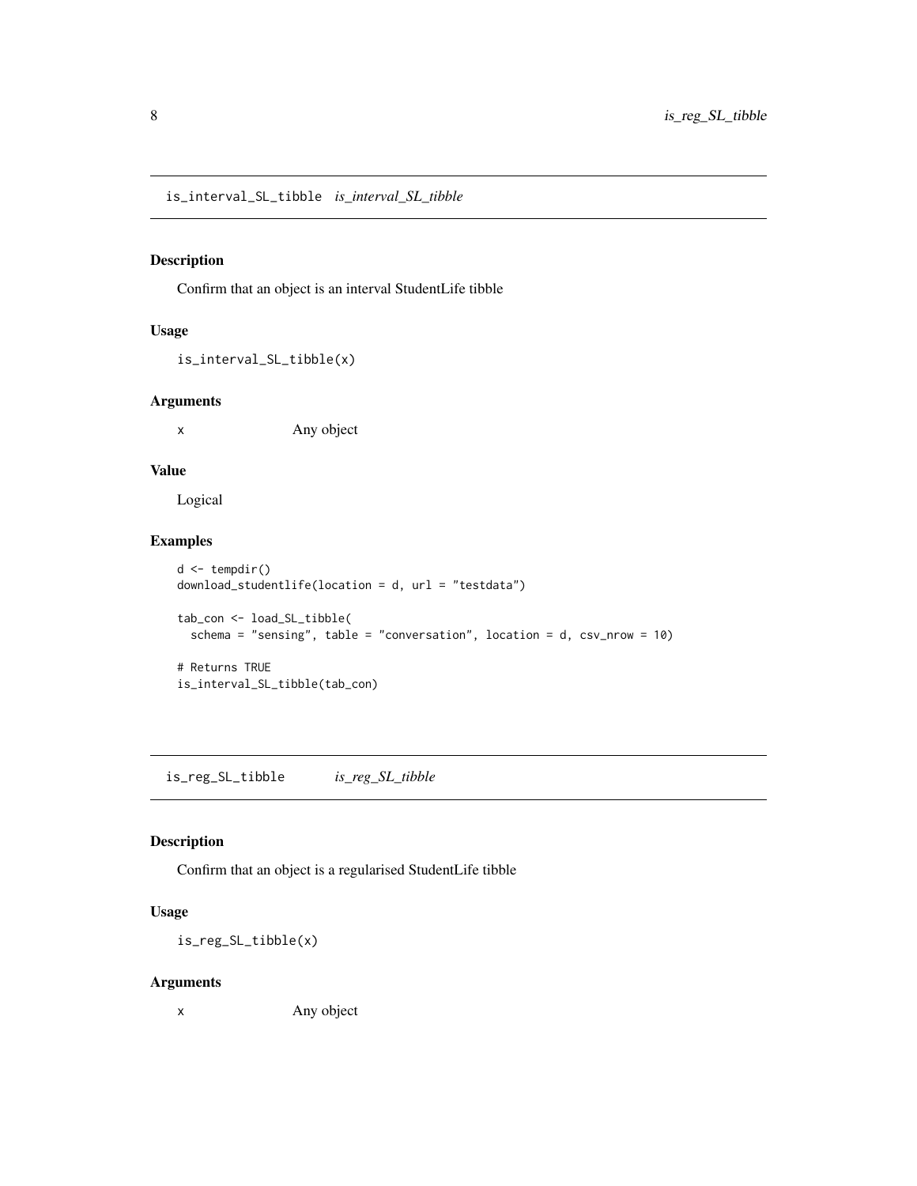## is_interval_SL_tibble *is_interval_SL_tibble*

### Description

Confirm that an object is an interval StudentLife tibble

### Usage

```
is_interval_SL_tibble(x)
```

### Arguments

x Any object

### Value

Logical

### Examples

```
d <- tempdir()
download_studentlife(location = d, url = "testdata")

tab_con <- load_SL_tibble(
  schema = "sensing", table = "conversation", location = d, csv_nrow = 10)

# Returns TRUE
is_interval_SL_tibble(tab_con)
```

## is_reg_SL_tibble *is_reg_SL_tibble*

### Description

Confirm that an object is a regularised StudentLife tibble

### Usage

```
is_reg_SL_tibble(x)
```

### Arguments

x Any object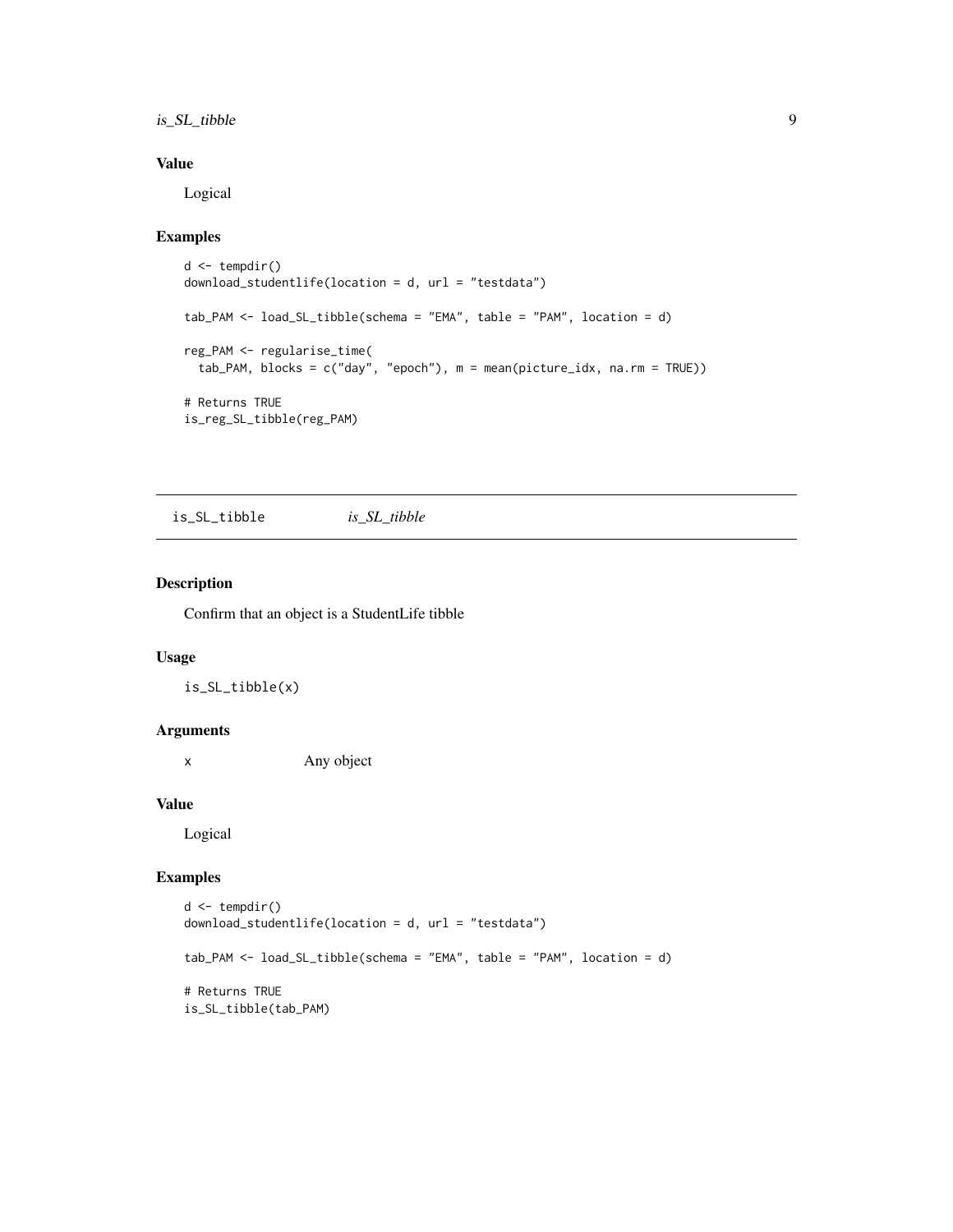### Value

Logical

### Examples

```
d <- tempdir()
download_studentlife(location = d, url = "testdata")

tab_PAM <- load_SL_tibble(schema = "EMA", table = "PAM", location = d)

reg_PAM <- regularise_time(
  tab_PAM, blocks = c("day", "epoch"), m = mean(picture_idx, na.rm = TRUE))

# Returns TRUE
is_reg_SL_tibble(reg_PAM)
```

---

## is_SL_tibble *is_SL_tibble*

---

### Description

Confirm that an object is a StudentLife tibble

### Usage

```
is_SL_tibble(x)
```

### Arguments

| | |
|---|---|
| x | Any object |

### Value

Logical

### Examples

```
d <- tempdir()
download_studentlife(location = d, url = "testdata")

tab_PAM <- load_SL_tibble(schema = "EMA", table = "PAM", location = d)

# Returns TRUE
is_SL_tibble(tab_PAM)
```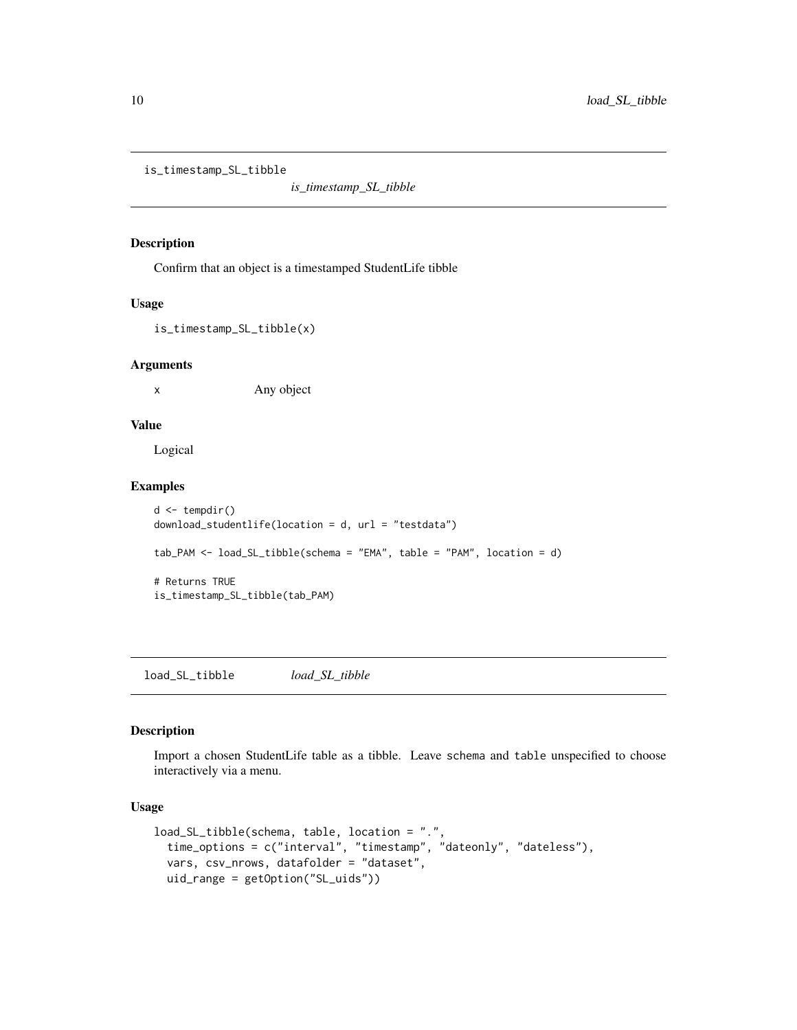## is_timestamp_SL_tibble

*is_timestamp_SL_tibble*

### Description

Confirm that an object is a timestamped StudentLife tibble

### Usage

```
is_timestamp_SL_tibble(x)
```

### Arguments

| | |
|---|---|
| x | Any object |

### Value

Logical

### Examples

```
d <- tempdir()
download_studentlife(location = d, url = "testdata")

tab_PAM <- load_SL_tibble(schema = "EMA", table = "PAM", location = d)

# Returns TRUE
is_timestamp_SL_tibble(tab_PAM)
```

## load_SL_tibble

*load_SL_tibble*

### Description

Import a chosen StudentLife table as a tibble. Leave schema and table unspecified to choose interactively via a menu.

### Usage

```
load_SL_tibble(schema, table, location = ".",
  time_options = c("interval", "timestamp", "dateonly", "dateless"),
  vars, csv_nrows, datafolder = "dataset",
  uid_range = getOption("SL_uids"))
```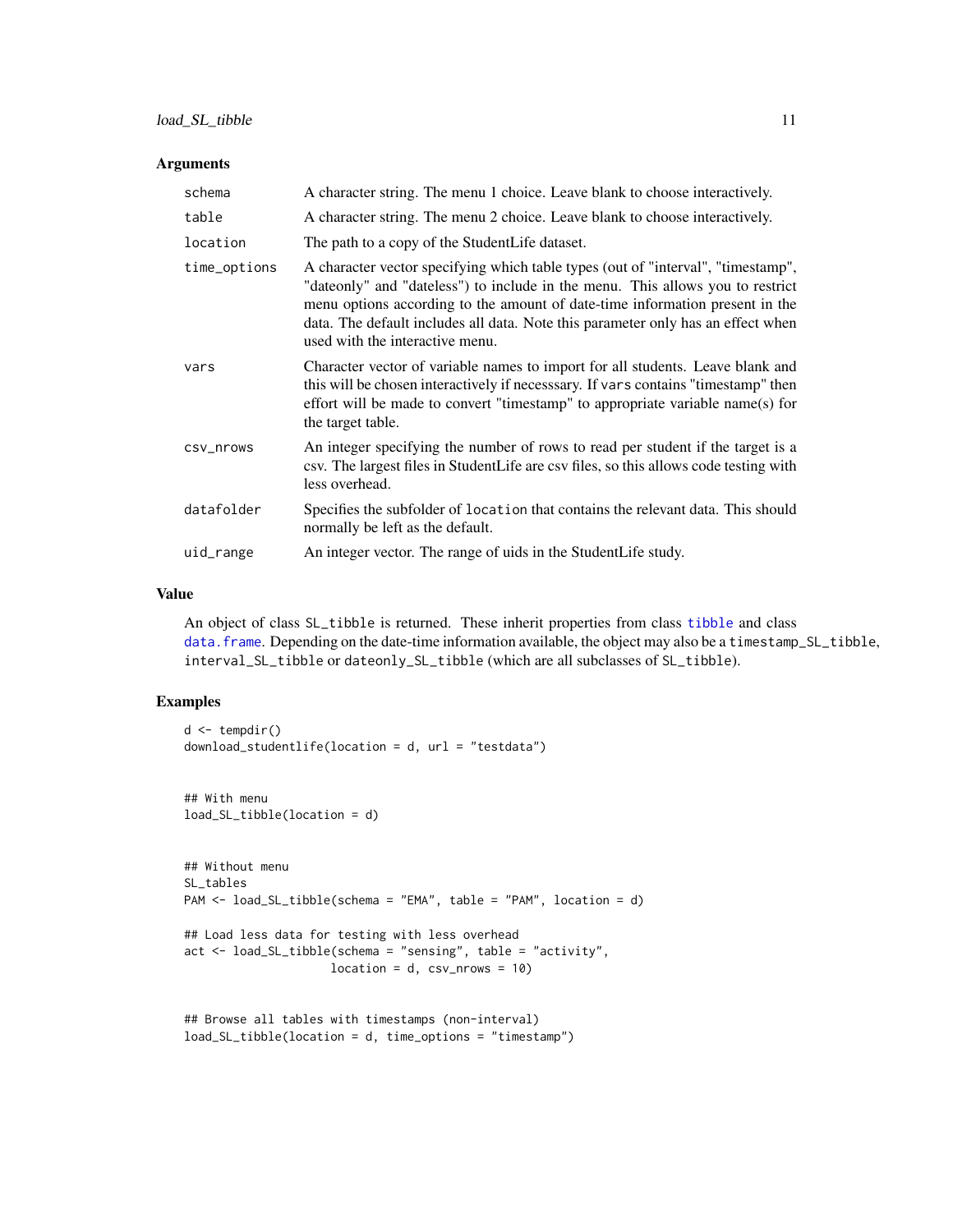## Arguments

| | |
|---|---|
| `schema` | A character string. The menu 1 choice. Leave blank to choose interactively. |
| `table` | A character string. The menu 2 choice. Leave blank to choose interactively. |
| `location` | The path to a copy of the StudentLife dataset. |
| `time_options` | A character vector specifying which table types (out of "interval", "timestamp", "dateonly" and "dateless") to include in the menu. This allows you to restrict menu options according to the amount of date-time information present in the data. The default includes all data. Note this parameter only has an effect when used with the interactive menu. |
| `vars` | Character vector of variable names to import for all students. Leave blank and this will be chosen interactively if necesssary. If `vars` contains "timestamp" then effort will be made to convert "timestamp" to appropriate variable name(s) for the target table. |
| `csv_nrows` | An integer specifying the number of rows to read per student if the target is a csv. The largest files in StudentLife are csv files, so this allows code testing with less overhead. |
| `datafolder` | Specifies the subfolder of `location` that contains the relevant data. This should normally be left as the default. |
| `uid_range` | An integer vector. The range of uids in the StudentLife study. |

## Value

An object of class `SL_tibble` is returned. These inherit properties from class `tibble` and class `data.frame`. Depending on the date-time information available, the object may also be a `timestamp_SL_tibble`, `interval_SL_tibble` or `dateonly_SL_tibble` (which are all subclasses of `SL_tibble`).

## Examples

```
d <- tempdir()
download_studentlife(location = d, url = "testdata")


## With menu
load_SL_tibble(location = d)


## Without menu
SL_tables
PAM <- load_SL_tibble(schema = "EMA", table = "PAM", location = d)

## Load less data for testing with less overhead
act <- load_SL_tibble(schema = "sensing", table = "activity",
                      location = d, csv_nrows = 10)


## Browse all tables with timestamps (non-interval)
load_SL_tibble(location = d, time_options = "timestamp")
```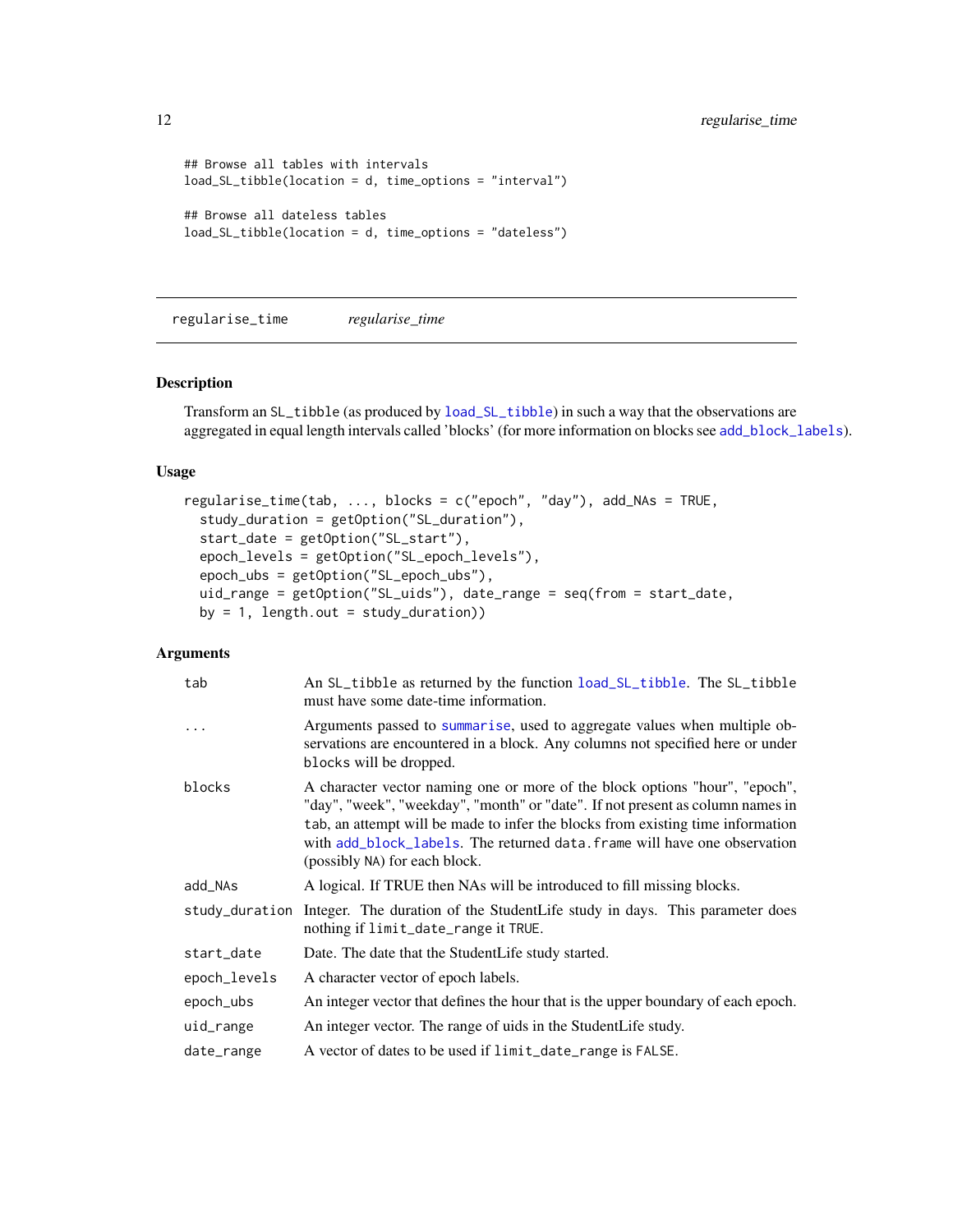```
## Browse all tables with intervals
load_SL_tibble(location = d, time_options = "interval")

## Browse all dateless tables
load_SL_tibble(location = d, time_options = "dateless")
```

---

## regularise_time        *regularise_time*

---

### Description

Transform an SL_tibble (as produced by load_SL_tibble) in such a way that the observations are aggregated in equal length intervals called 'blocks' (for more information on blocks see add_block_labels).

### Usage

```
regularise_time(tab, ..., blocks = c("epoch", "day"), add_NAs = TRUE,
  study_duration = getOption("SL_duration"),
  start_date = getOption("SL_start"),
  epoch_levels = getOption("SL_epoch_levels"),
  epoch_ubs = getOption("SL_epoch_ubs"),
  uid_range = getOption("SL_uids"), date_range = seq(from = start_date,
  by = 1, length.out = study_duration))
```

### Arguments

| | |
|---|---|
| tab | An SL_tibble as returned by the function load_SL_tibble. The SL_tibble must have some date-time information. |
| ... | Arguments passed to summarise, used to aggregate values when multiple observations are encountered in a block. Any columns not specified here or under blocks will be dropped. |
| blocks | A character vector naming one or more of the block options "hour", "epoch", "day", "week", "weekday", "month" or "date". If not present as column names in tab, an attempt will be made to infer the blocks from existing time information with add_block_labels. The returned data.frame will have one observation (possibly NA) for each block. |
| add_NAs | A logical. If TRUE then NAs will be introduced to fill missing blocks. |
| study_duration | Integer. The duration of the StudentLife study in days. This parameter does nothing if limit_date_range it TRUE. |
| start_date | Date. The date that the StudentLife study started. |
| epoch_levels | A character vector of epoch labels. |
| epoch_ubs | An integer vector that defines the hour that is the upper boundary of each epoch. |
| uid_range | An integer vector. The range of uids in the StudentLife study. |
| date_range | A vector of dates to be used if limit_date_range is FALSE. |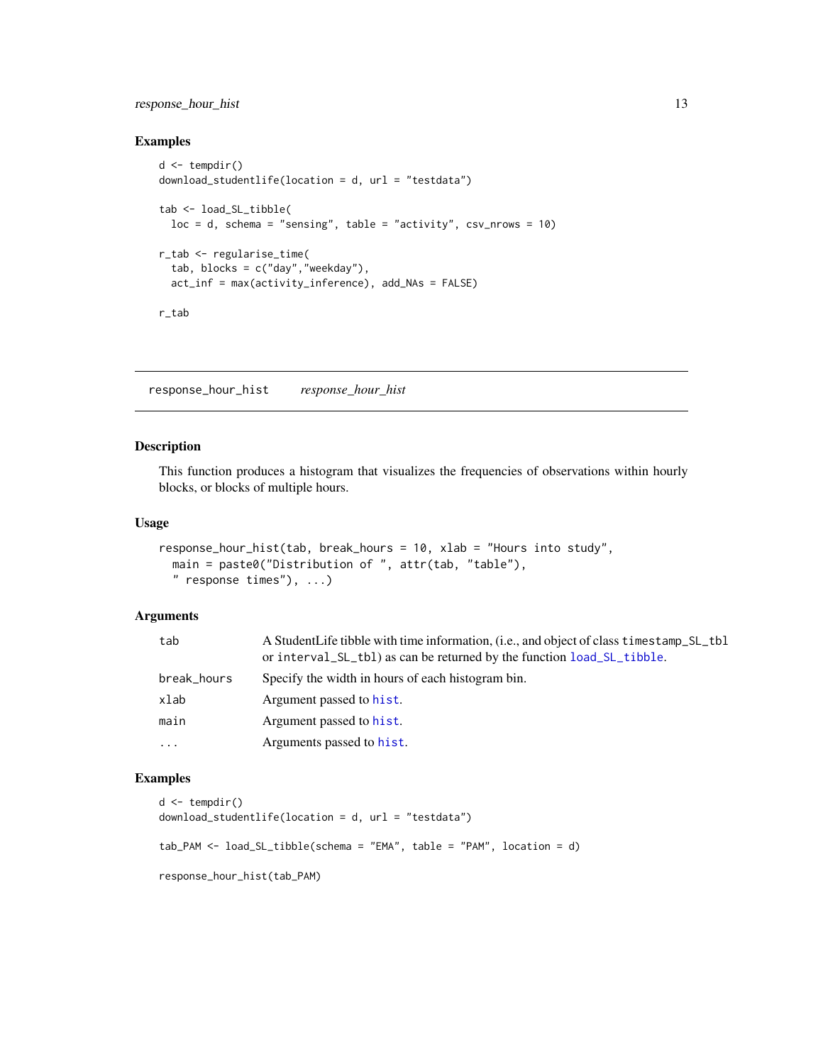## Examples

```
d <- tempdir()
download_studentlife(location = d, url = "testdata")

tab <- load_SL_tibble(
  loc = d, schema = "sensing", table = "activity", csv_nrows = 10)

r_tab <- regularise_time(
  tab, blocks = c("day","weekday"),
  act_inf = max(activity_inference), add_NAs = FALSE)

r_tab
```

---

# response_hour_hist    *response_hour_hist*

---

## Description

This function produces a histogram that visualizes the frequencies of observations within hourly blocks, or blocks of multiple hours.

## Usage

```
response_hour_hist(tab, break_hours = 10, xlab = "Hours into study",
  main = paste0("Distribution of ", attr(tab, "table"),
  " response times"), ...)
```

## Arguments

| | |
|---|---|
| tab | A StudentLife tibble with time information, (i.e., and object of class `timestamp_SL_tbl` or `interval_SL_tbl`) as can be returned by the function `load_SL_tibble`. |
| break_hours | Specify the width in hours of each histogram bin. |
| xlab | Argument passed to `hist`. |
| main | Argument passed to `hist`. |
| ... | Arguments passed to `hist`. |

## Examples

```
d <- tempdir()
download_studentlife(location = d, url = "testdata")

tab_PAM <- load_SL_tibble(schema = "EMA", table = "PAM", location = d)

response_hour_hist(tab_PAM)
```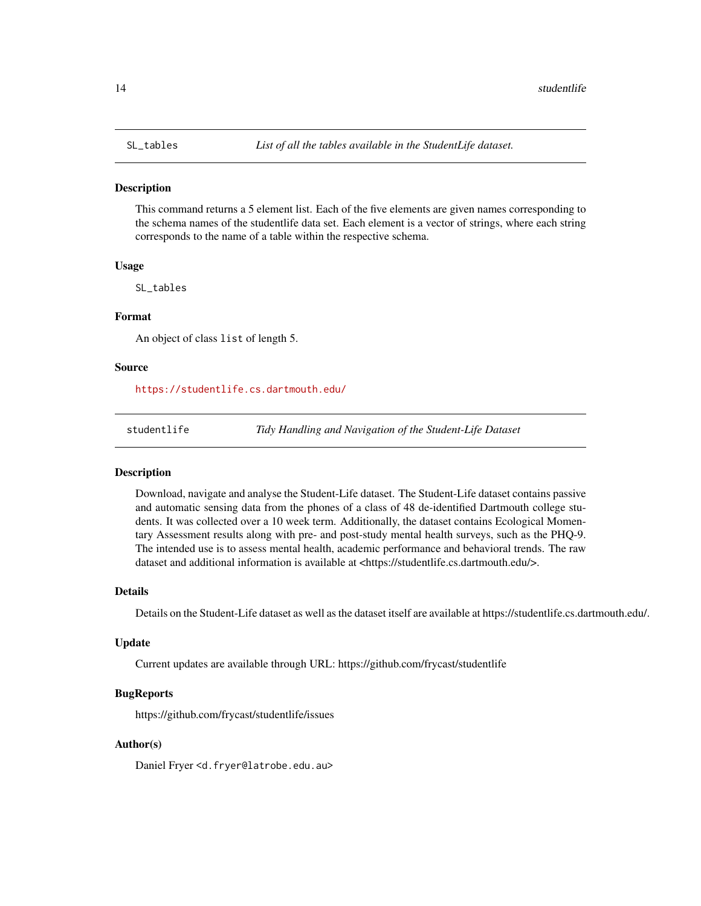## SL_tables — *List of all the tables available in the StudentLife dataset.*

### Description

This command returns a 5 element list. Each of the five elements are given names corresponding to the schema names of the studentlife data set. Each element is a vector of strings, where each string corresponds to the name of a table within the respective schema.

### Usage

```
SL_tables
```

### Format

An object of class `list` of length 5.

### Source

https://studentlife.cs.dartmouth.edu/

## studentlife — *Tidy Handling and Navigation of the Student-Life Dataset*

### Description

Download, navigate and analyse the Student-Life dataset. The Student-Life dataset contains passive and automatic sensing data from the phones of a class of 48 de-identified Dartmouth college students. It was collected over a 10 week term. Additionally, the dataset contains Ecological Momentary Assessment results along with pre- and post-study mental health surveys, such as the PHQ-9. The intended use is to assess mental health, academic performance and behavioral trends. The raw dataset and additional information is available at <https://studentlife.cs.dartmouth.edu/>.

### Details

Details on the Student-Life dataset as well as the dataset itself are available at https://studentlife.cs.dartmouth.edu/.

### Update

Current updates are available through URL: https://github.com/frycast/studentlife

### BugReports

https://github.com/frycast/studentlife/issues

### Author(s)

Daniel Fryer <d.fryer@latrobe.edu.au>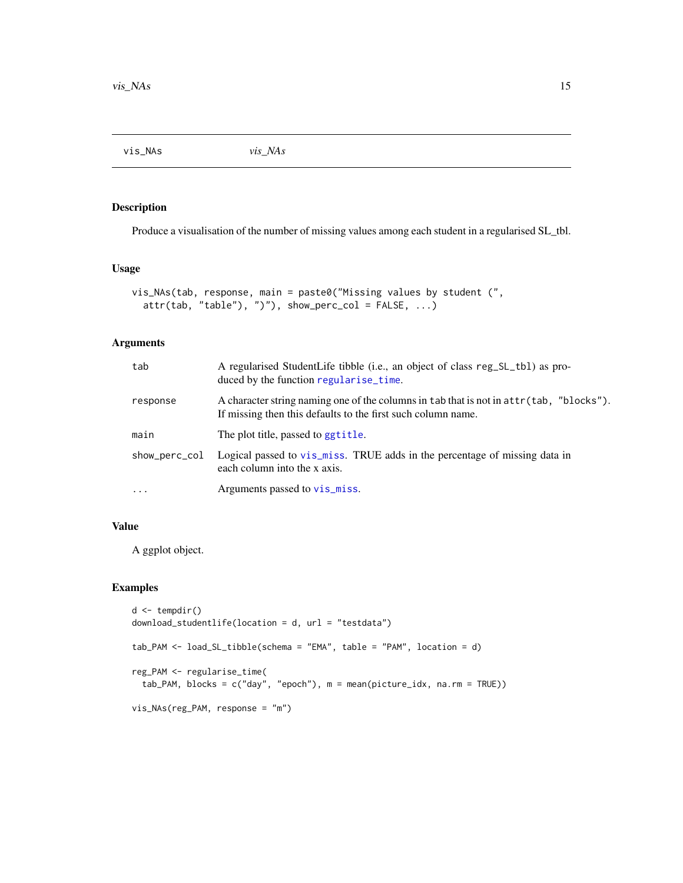# vis_NAs *vis_NAs*

## Description

Produce a visualisation of the number of missing values among each student in a regularised SL_tbl.

## Usage

```
vis_NAs(tab, response, main = paste0("Missing values by student (",
  attr(tab, "table"), ")"), show_perc_col = FALSE, ...)
```

## Arguments

| | |
|---|---|
| tab | A regularised StudentLife tibble (i.e., an object of class reg_SL_tbl) as produced by the function regularise_time. |
| response | A character string naming one of the columns in tab that is not in attr(tab, "blocks"). If missing then this defaults to the first such column name. |
| main | The plot title, passed to ggtitle. |
| show_perc_col | Logical passed to vis_miss. TRUE adds in the percentage of missing data in each column into the x axis. |
| ... | Arguments passed to vis_miss. |

## Value

A ggplot object.

## Examples

```
d <- tempdir()
download_studentlife(location = d, url = "testdata")

tab_PAM <- load_SL_tibble(schema = "EMA", table = "PAM", location = d)

reg_PAM <- regularise_time(
  tab_PAM, blocks = c("day", "epoch"), m = mean(picture_idx, na.rm = TRUE))

vis_NAs(reg_PAM, response = "m")
```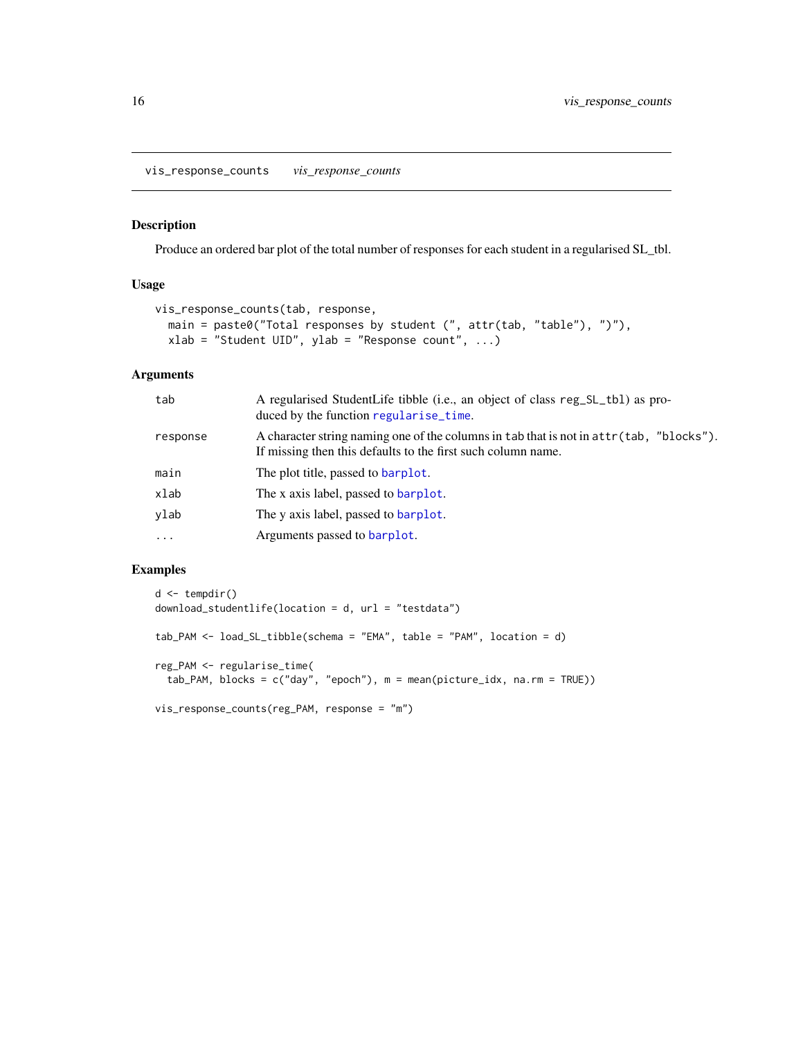vis_response_counts *vis_response_counts*

## Description

Produce an ordered bar plot of the total number of responses for each student in a regularised SL_tbl.

## Usage

```
vis_response_counts(tab, response,
  main = paste0("Total responses by student (", attr(tab, "table"), ")"),
  xlab = "Student UID", ylab = "Response count", ...)
```

## Arguments

| | |
|---|---|
| tab | A regularised StudentLife tibble (i.e., an object of class `reg_SL_tbl`) as produced by the function `regularise_time`. |
| response | A character string naming one of the columns in `tab` that is not in `attr(tab, "blocks")`. If missing then this defaults to the first such column name. |
| main | The plot title, passed to `barplot`. |
| xlab | The x axis label, passed to `barplot`. |
| ylab | The y axis label, passed to `barplot`. |
| ... | Arguments passed to `barplot`. |

## Examples

```
d <- tempdir()
download_studentlife(location = d, url = "testdata")

tab_PAM <- load_SL_tibble(schema = "EMA", table = "PAM", location = d)

reg_PAM <- regularise_time(
  tab_PAM, blocks = c("day", "epoch"), m = mean(picture_idx, na.rm = TRUE))

vis_response_counts(reg_PAM, response = "m")
```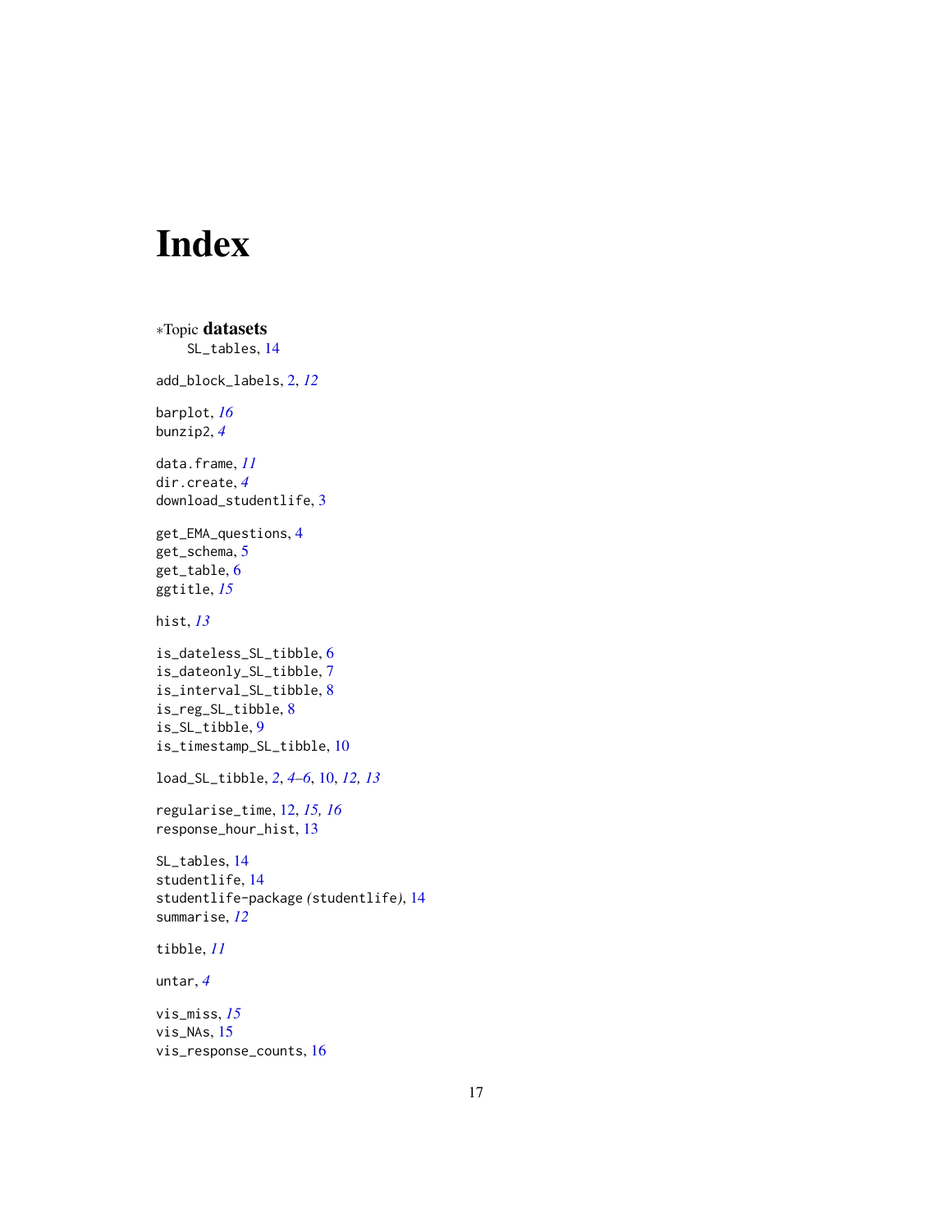# Index

*Topic **datasets**
  SL_tables, 14

add_block_labels, 2, *12*

barplot, *16*
bunzip2, *4*

data.frame, *11*
dir.create, *4*
download_studentlife, 3

get_EMA_questions, 4
get_schema, 5
get_table, 6
ggtitle, *15*

hist, *13*

is_dateless_SL_tibble, 6
is_dateonly_SL_tibble, 7
is_interval_SL_tibble, 8
is_reg_SL_tibble, 8
is_SL_tibble, 9
is_timestamp_SL_tibble, 10

load_SL_tibble, *2*, *4–6*, 10, *12, 13*

regularise_time, 12, *15, 16*
response_hour_hist, 13

SL_tables, 14
studentlife, 14
studentlife-package *(*studentlife*)*, 14
summarise, *12*

tibble, *11*

untar, *4*

vis_miss, *15*
vis_NAs, 15
vis_response_counts, 16